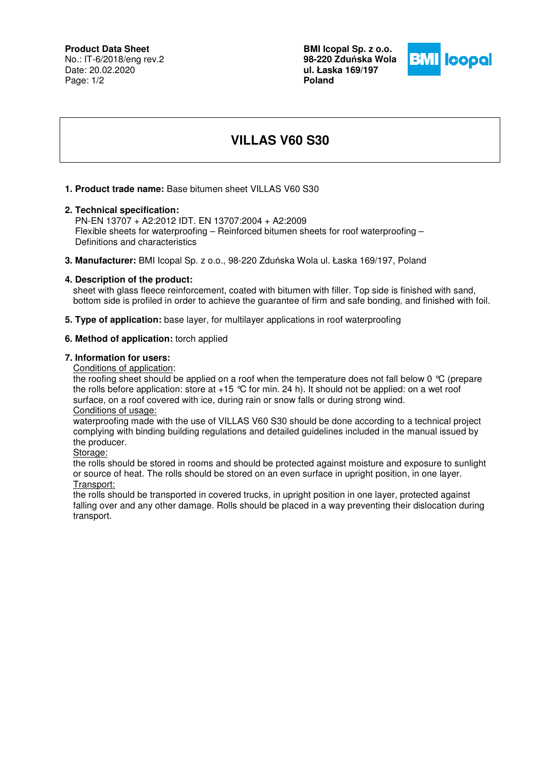**Product Data Sheet**
No.: IT-6/2018/eng rev.2
Date: 20.02.2020

**BMI Icopal Sp. z o.o.**
**98-220 Zduńska Wola**
**ul. Łaska 169/197**
**Poland**

# VILLAS V60 S30

1. **Product trade name:** Base bitumen sheet VILLAS V60 S30

2. **Technical specification:**
   PN-EN 13707 + A2:2012 IDT. EN 13707:2004 + A2:2009
   Flexible sheets for waterproofing – Reinforced bitumen sheets for roof waterproofing – Definitions and characteristics

3. **Manufacturer:** BMI Icopal Sp. z o.o., 98-220 Zduńska Wola ul. Łaska 169/197, Poland

4. **Description of the product:**
   sheet with glass fleece reinforcement, coated with bitumen with filler. Top side is finished with sand, bottom side is profiled in order to achieve the guarantee of firm and safe bonding, and finished with foil.

5. **Type of application:** base layer, for multilayer applications in roof waterproofing

6. **Method of application:** torch applied

7. **Information for users:**

   Conditions of application:
   the roofing sheet should be applied on a roof when the temperature does not fall below 0 °C (prepare the rolls before application: store at +15 °C for min. 24 h). It should not be applied: on a wet roof surface, on a roof covered with ice, during rain or snow falls or during strong wind.

   Conditions of usage:
   waterproofing made with the use of VILLAS V60 S30 should be done according to a technical project complying with binding building regulations and detailed guidelines included in the manual issued by the producer.

   Storage:
   the rolls should be stored in rooms and should be protected against moisture and exposure to sunlight or source of heat. The rolls should be stored on an even surface in upright position, in one layer.

   Transport:
   the rolls should be transported in covered trucks, in upright position in one layer, protected against falling over and any other damage. Rolls should be placed in a way preventing their dislocation during transport.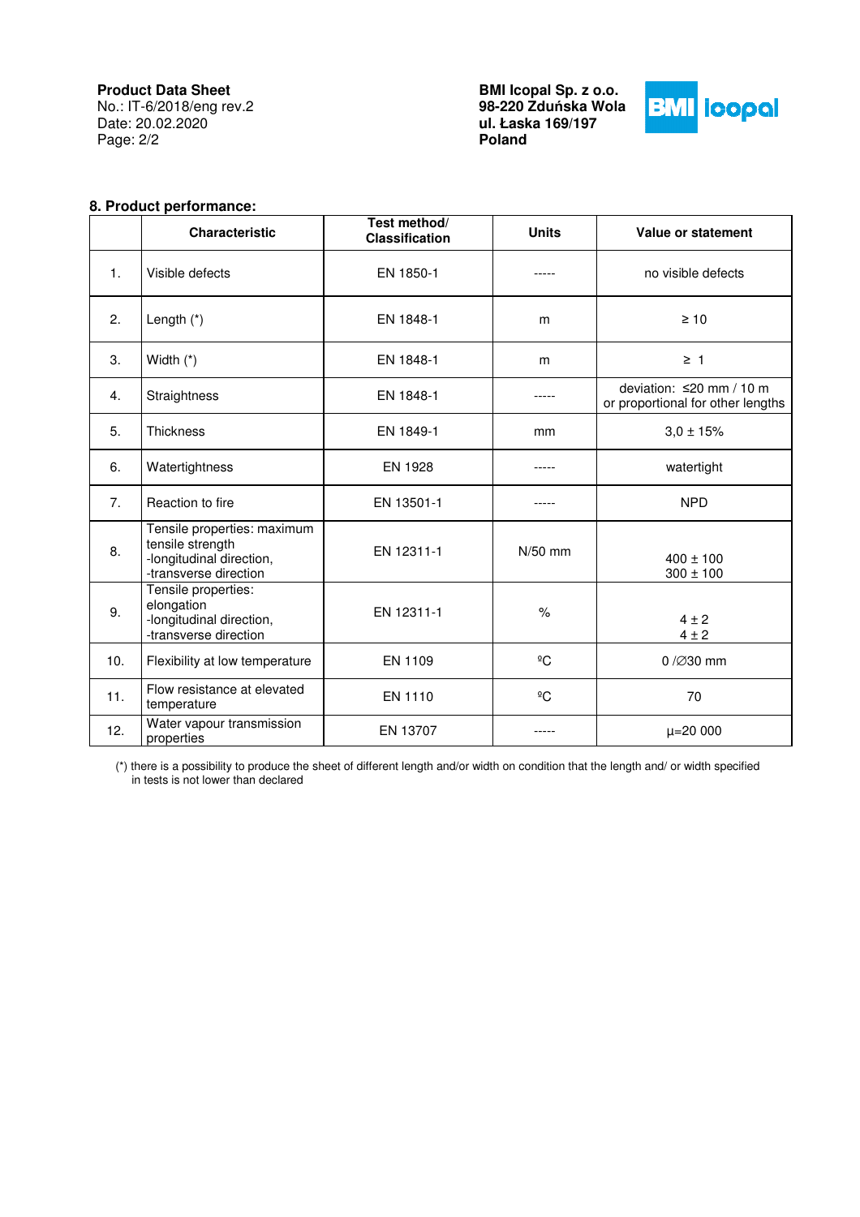**Product Data Sheet**
No.: IT-6/2018/eng rev.2
Date: 20.02.2020
Page: 2/2

**BMI Icopal Sp. z o.o.**
**98-220 Zduńska Wola**
**ul. Łaska 169/197**
**Poland**

## 8. Product performance:

| | Characteristic | Test method/ Classification | Units | Value or statement |
|---|---|---|---|---|
| 1. | Visible defects | EN 1850-1 | ----- | no visible defects |
| 2. | Length (*) | EN 1848-1 | m | ≥ 10 |
| 3. | Width (*) | EN 1848-1 | m | ≥ 1 |
| 4. | Straightness | EN 1848-1 | ----- | deviation: ≤20 mm / 10 m or proportional for other lengths |
| 5. | Thickness | EN 1849-1 | mm | 3,0 ± 15% |
| 6. | Watertightness | EN 1928 | ----- | watertight |
| 7. | Reaction to fire | EN 13501-1 | ----- | NPD |
| 8. | Tensile properties: maximum tensile strength -longitudinal direction, -transverse direction | EN 12311-1 | N/50 mm | 400 ± 100<br>300 ± 100 |
| 9. | Tensile properties: elongation -longitudinal direction, -transverse direction | EN 12311-1 | % | 4 ± 2<br>4 ± 2 |
| 10. | Flexibility at low temperature | EN 1109 | ºC | 0 /∅30 mm |
| 11. | Flow resistance at elevated temperature | EN 1110 | ºC | 70 |
| 12. | Water vapour transmission properties | EN 13707 | ----- | μ=20 000 |

(*) there is a possibility to produce the sheet of different length and/or width on condition that the length and/ or width specified in tests is not lower than declared